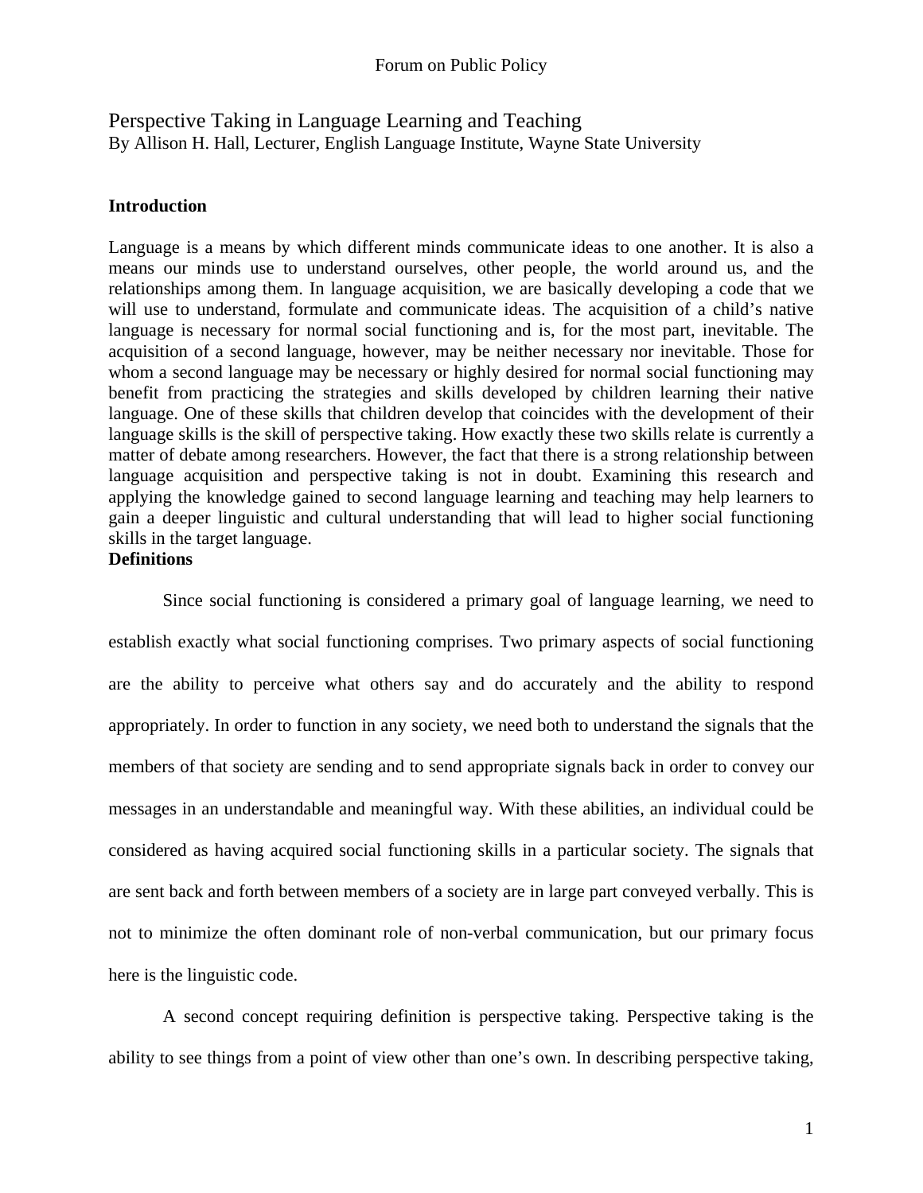Forum on Public Policy

# Perspective Taking in Language Learning and Teaching

By Allison H. Hall, Lecturer, English Language Institute, Wayne State University

## Introduction

Language is a means by which different minds communicate ideas to one another. It is also a means our minds use to understand ourselves, other people, the world around us, and the relationships among them. In language acquisition, we are basically developing a code that we will use to understand, formulate and communicate ideas. The acquisition of a child's native language is necessary for normal social functioning and is, for the most part, inevitable. The acquisition of a second language, however, may be neither necessary nor inevitable. Those for whom a second language may be necessary or highly desired for normal social functioning may benefit from practicing the strategies and skills developed by children learning their native language. One of these skills that children develop that coincides with the development of their language skills is the skill of perspective taking. How exactly these two skills relate is currently a matter of debate among researchers. However, the fact that there is a strong relationship between language acquisition and perspective taking is not in doubt. Examining this research and applying the knowledge gained to second language learning and teaching may help learners to gain a deeper linguistic and cultural understanding that will lead to higher social functioning skills in the target language.

## Definitions

Since social functioning is considered a primary goal of language learning, we need to establish exactly what social functioning comprises. Two primary aspects of social functioning are the ability to perceive what others say and do accurately and the ability to respond appropriately. In order to function in any society, we need both to understand the signals that the members of that society are sending and to send appropriate signals back in order to convey our messages in an understandable and meaningful way. With these abilities, an individual could be considered as having acquired social functioning skills in a particular society. The signals that are sent back and forth between members of a society are in large part conveyed verbally. This is not to minimize the often dominant role of non-verbal communication, but our primary focus here is the linguistic code.

A second concept requiring definition is perspective taking. Perspective taking is the ability to see things from a point of view other than one's own. In describing perspective taking,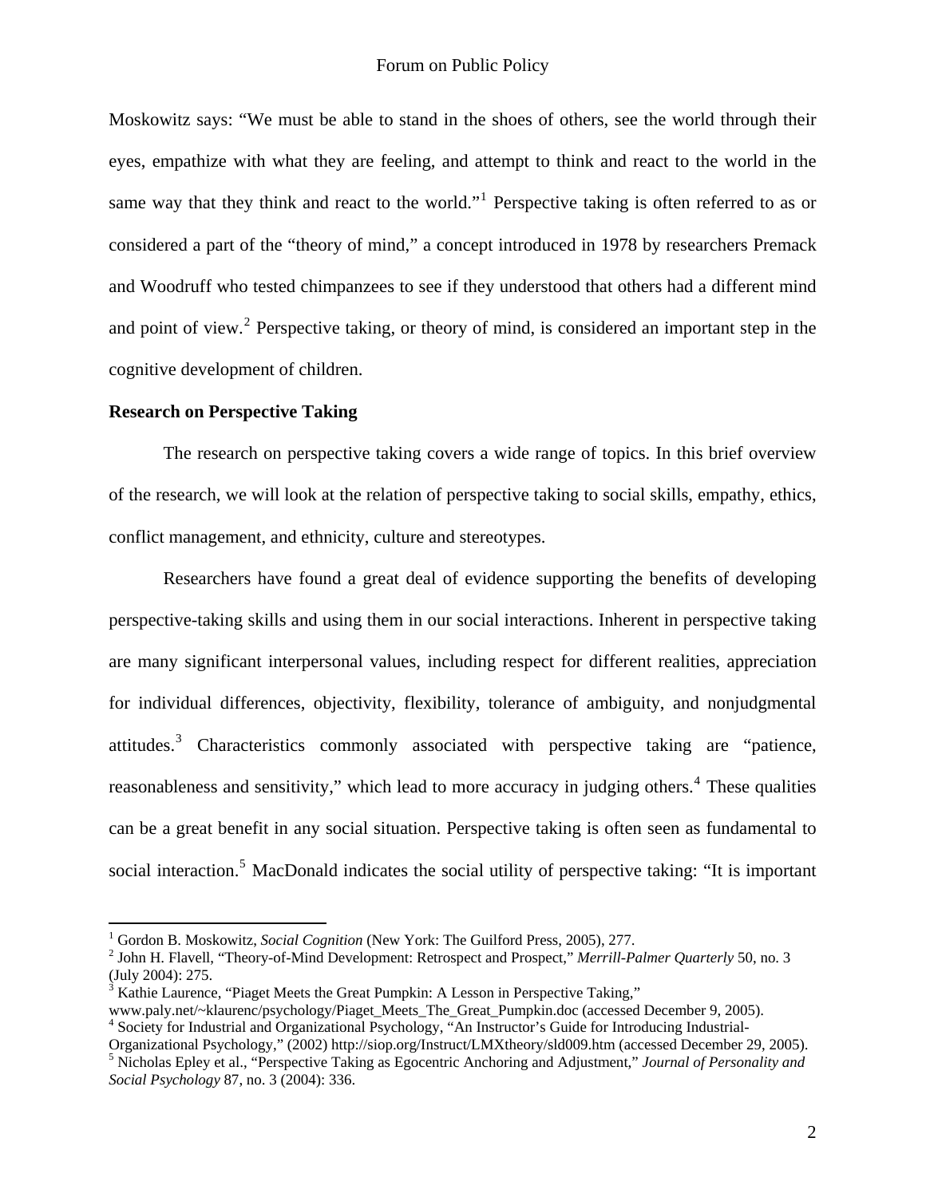Moskowitz says: "We must be able to stand in the shoes of others, see the world through their eyes, empathize with what they are feeling, and attempt to think and react to the world in the same way that they think and react to the world."[1] Perspective taking is often referred to as or considered a part of the "theory of mind," a concept introduced in 1978 by researchers Premack and Woodruff who tested chimpanzees to see if they understood that others had a different mind and point of view.[2] Perspective taking, or theory of mind, is considered an important step in the cognitive development of children.

**Research on Perspective Taking**

The research on perspective taking covers a wide range of topics. In this brief overview of the research, we will look at the relation of perspective taking to social skills, empathy, ethics, conflict management, and ethnicity, culture and stereotypes.

Researchers have found a great deal of evidence supporting the benefits of developing perspective-taking skills and using them in our social interactions. Inherent in perspective taking are many significant interpersonal values, including respect for different realities, appreciation for individual differences, objectivity, flexibility, tolerance of ambiguity, and nonjudgmental attitudes.[3] Characteristics commonly associated with perspective taking are "patience, reasonableness and sensitivity," which lead to more accuracy in judging others.[4] These qualities can be a great benefit in any social situation. Perspective taking is often seen as fundamental to social interaction.[5] MacDonald indicates the social utility of perspective taking: "It is important

---

[1] Gordon B. Moskowitz, *Social Cognition* (New York: The Guilford Press, 2005), 277.

[2] John H. Flavell, "Theory-of-Mind Development: Retrospect and Prospect," *Merrill-Palmer Quarterly* 50, no. 3 (July 2004): 275.

[3] Kathie Laurence, "Piaget Meets the Great Pumpkin: A Lesson in Perspective Taking," www.paly.net/~klaurenc/psychology/Piaget_Meets_The_Great_Pumpkin.doc (accessed December 9, 2005).

[4] Society for Industrial and Organizational Psychology, "An Instructor's Guide for Introducing Industrial-Organizational Psychology," (2002) http://siop.org/Instruct/LMXtheory/sld009.htm (accessed December 29, 2005).

[5] Nicholas Epley et al., "Perspective Taking as Egocentric Anchoring and Adjustment," *Journal of Personality and Social Psychology* 87, no. 3 (2004): 336.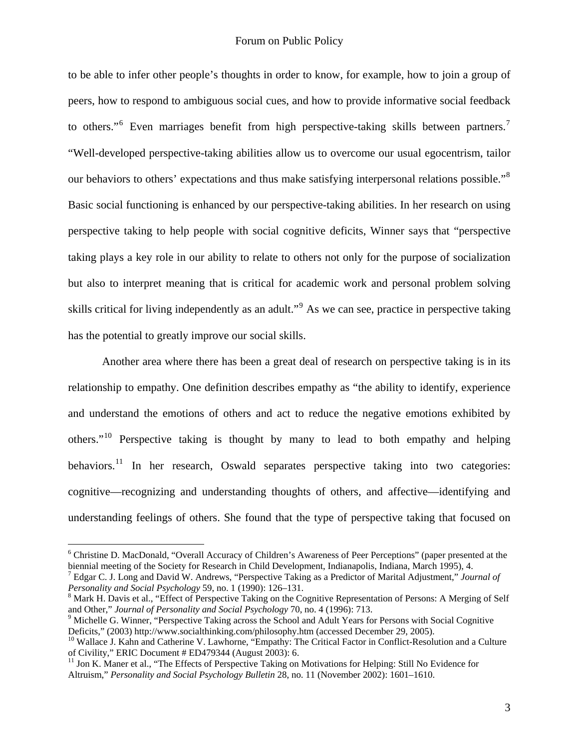to be able to infer other people's thoughts in order to know, for example, how to join a group of peers, how to respond to ambiguous social cues, and how to provide informative social feedback to others."[6] Even marriages benefit from high perspective-taking skills between partners.[7] "Well-developed perspective-taking abilities allow us to overcome our usual egocentrism, tailor our behaviors to others' expectations and thus make satisfying interpersonal relations possible."[8] Basic social functioning is enhanced by our perspective-taking abilities. In her research on using perspective taking to help people with social cognitive deficits, Winner says that "perspective taking plays a key role in our ability to relate to others not only for the purpose of socialization but also to interpret meaning that is critical for academic work and personal problem solving skills critical for living independently as an adult."[9] As we can see, practice in perspective taking has the potential to greatly improve our social skills.

Another area where there has been a great deal of research on perspective taking is in its relationship to empathy. One definition describes empathy as "the ability to identify, experience and understand the emotions of others and act to reduce the negative emotions exhibited by others."[10] Perspective taking is thought by many to lead to both empathy and helping behaviors.[11] In her research, Oswald separates perspective taking into two categories: cognitive—recognizing and understanding thoughts of others, and affective—identifying and understanding feelings of others. She found that the type of perspective taking that focused on

---

[6] Christine D. MacDonald, "Overall Accuracy of Children's Awareness of Peer Perceptions" (paper presented at the biennial meeting of the Society for Research in Child Development, Indianapolis, Indiana, March 1995), 4.

[7] Edgar C. J. Long and David W. Andrews, "Perspective Taking as a Predictor of Marital Adjustment," *Journal of Personality and Social Psychology* 59, no. 1 (1990): 126–131.

[8] Mark H. Davis et al., "Effect of Perspective Taking on the Cognitive Representation of Persons: A Merging of Self and Other," *Journal of Personality and Social Psychology* 70, no. 4 (1996): 713.

[9] Michelle G. Winner, "Perspective Taking across the School and Adult Years for Persons with Social Cognitive Deficits," (2003) http://www.socialthinking.com/philosophy.htm (accessed December 29, 2005).

[10] Wallace J. Kahn and Catherine V. Lawhorne, "Empathy: The Critical Factor in Conflict-Resolution and a Culture of Civility," ERIC Document # ED479344 (August 2003): 6.

[11] Jon K. Maner et al., "The Effects of Perspective Taking on Motivations for Helping: Still No Evidence for Altruism," *Personality and Social Psychology Bulletin* 28, no. 11 (November 2002): 1601–1610.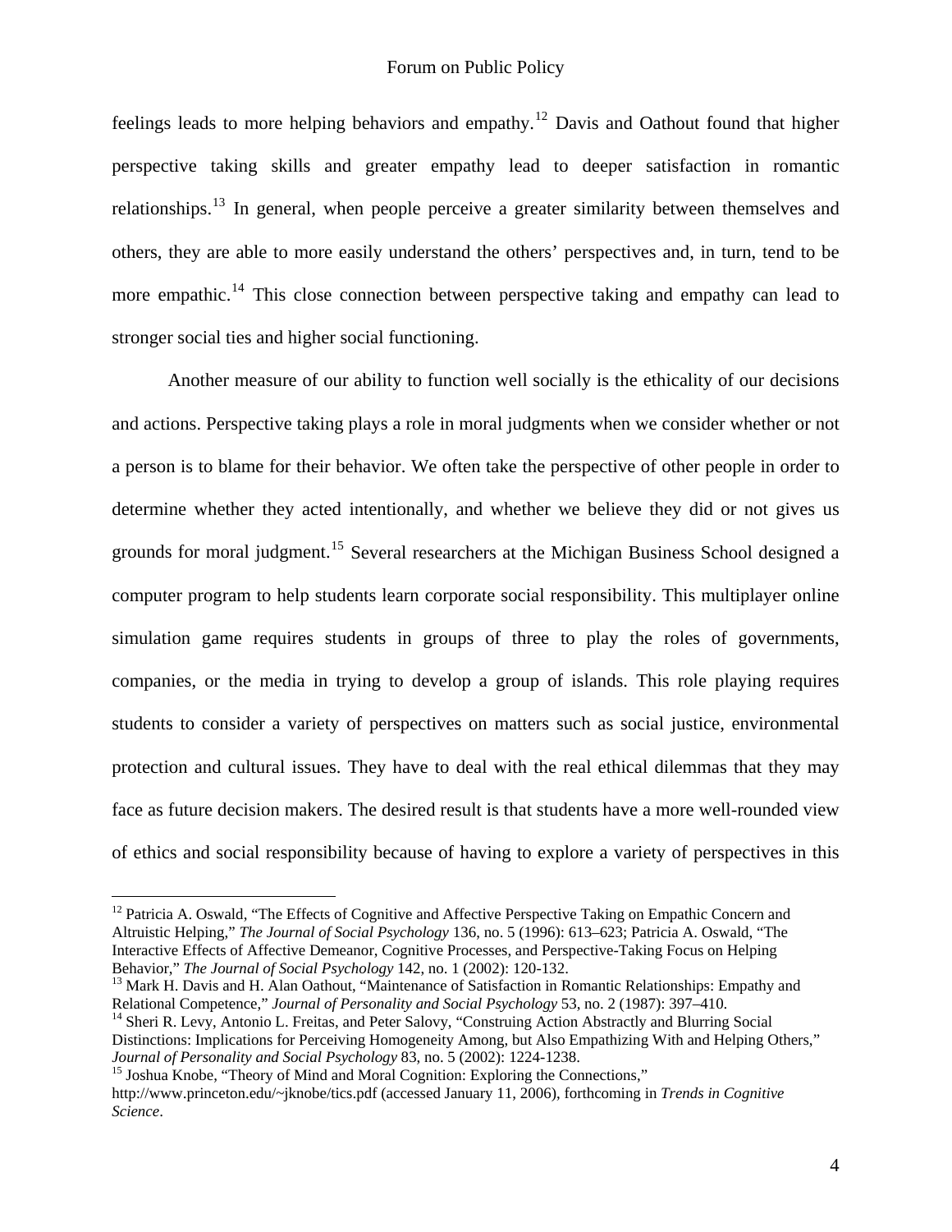feelings leads to more helping behaviors and empathy.[12] Davis and Oathout found that higher perspective taking skills and greater empathy lead to deeper satisfaction in romantic relationships.[13] In general, when people perceive a greater similarity between themselves and others, they are able to more easily understand the others' perspectives and, in turn, tend to be more empathic.[14] This close connection between perspective taking and empathy can lead to stronger social ties and higher social functioning.

Another measure of our ability to function well socially is the ethicality of our decisions and actions. Perspective taking plays a role in moral judgments when we consider whether or not a person is to blame for their behavior. We often take the perspective of other people in order to determine whether they acted intentionally, and whether we believe they did or not gives us grounds for moral judgment.[15] Several researchers at the Michigan Business School designed a computer program to help students learn corporate social responsibility. This multiplayer online simulation game requires students in groups of three to play the roles of governments, companies, or the media in trying to develop a group of islands. This role playing requires students to consider a variety of perspectives on matters such as social justice, environmental protection and cultural issues. They have to deal with the real ethical dilemmas that they may face as future decision makers. The desired result is that students have a more well-rounded view of ethics and social responsibility because of having to explore a variety of perspectives in this

---

[12] Patricia A. Oswald, "The Effects of Cognitive and Affective Perspective Taking on Empathic Concern and Altruistic Helping," *The Journal of Social Psychology* 136, no. 5 (1996): 613–623; Patricia A. Oswald, "The Interactive Effects of Affective Demeanor, Cognitive Processes, and Perspective-Taking Focus on Helping Behavior," *The Journal of Social Psychology* 142, no. 1 (2002): 120-132.

[13] Mark H. Davis and H. Alan Oathout, "Maintenance of Satisfaction in Romantic Relationships: Empathy and Relational Competence," *Journal of Personality and Social Psychology* 53, no. 2 (1987): 397–410.

[14] Sheri R. Levy, Antonio L. Freitas, and Peter Salovy, "Construing Action Abstractly and Blurring Social Distinctions: Implications for Perceiving Homogeneity Among, but Also Empathizing With and Helping Others," *Journal of Personality and Social Psychology* 83, no. 5 (2002): 1224-1238.

[15] Joshua Knobe, "Theory of Mind and Moral Cognition: Exploring the Connections," http://www.princeton.edu/~jknobe/tics.pdf (accessed January 11, 2006), forthcoming in *Trends in Cognitive Science*.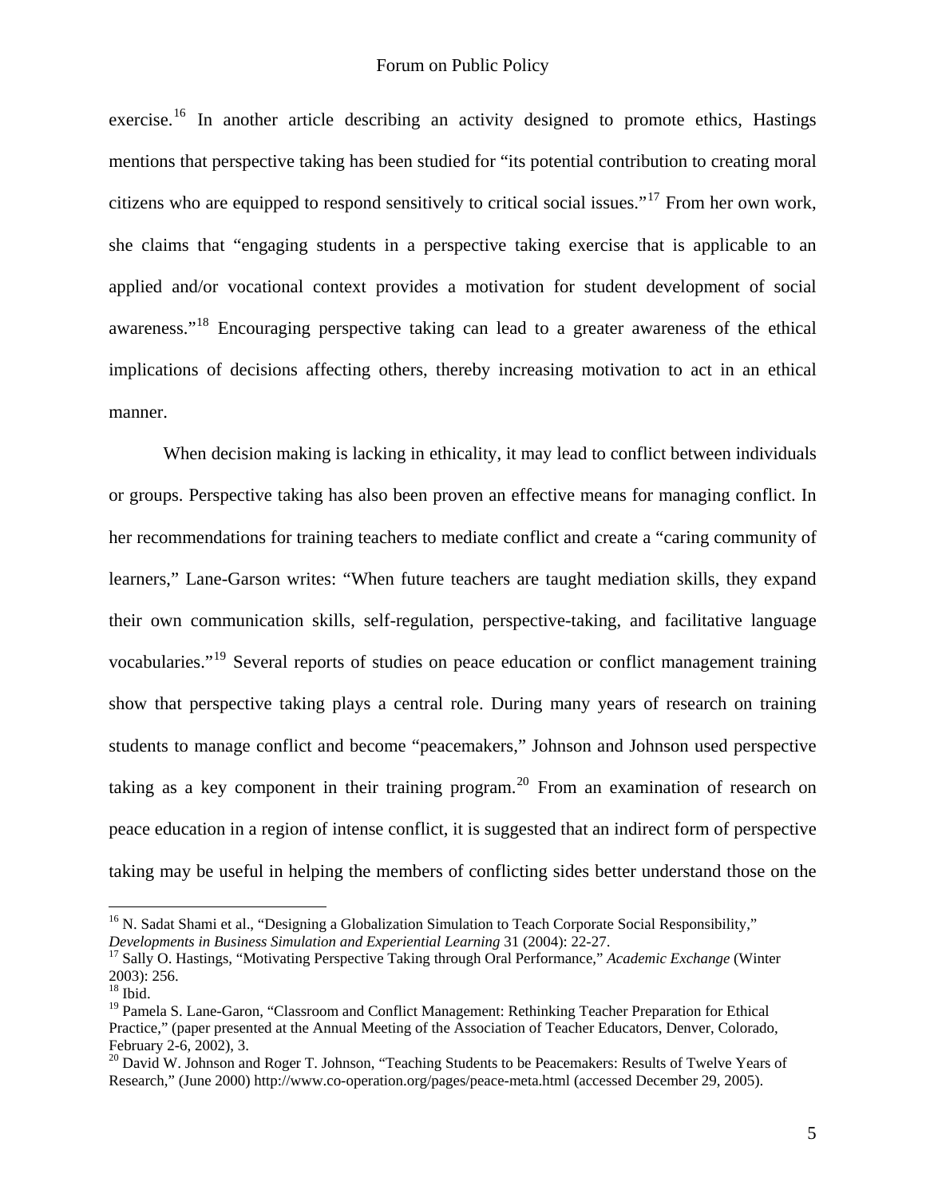exercise.[16] In another article describing an activity designed to promote ethics, Hastings mentions that perspective taking has been studied for "its potential contribution to creating moral citizens who are equipped to respond sensitively to critical social issues."[17] From her own work, she claims that "engaging students in a perspective taking exercise that is applicable to an applied and/or vocational context provides a motivation for student development of social awareness."[18] Encouraging perspective taking can lead to a greater awareness of the ethical implications of decisions affecting others, thereby increasing motivation to act in an ethical manner.

When decision making is lacking in ethicality, it may lead to conflict between individuals or groups. Perspective taking has also been proven an effective means for managing conflict. In her recommendations for training teachers to mediate conflict and create a "caring community of learners," Lane-Garson writes: "When future teachers are taught mediation skills, they expand their own communication skills, self-regulation, perspective-taking, and facilitative language vocabularies."[19] Several reports of studies on peace education or conflict management training show that perspective taking plays a central role. During many years of research on training students to manage conflict and become "peacemakers," Johnson and Johnson used perspective taking as a key component in their training program.[20] From an examination of research on peace education in a region of intense conflict, it is suggested that an indirect form of perspective taking may be useful in helping the members of conflicting sides better understand those on the

---

[16] N. Sadat Shami et al., "Designing a Globalization Simulation to Teach Corporate Social Responsibility," *Developments in Business Simulation and Experiential Learning* 31 (2004): 22-27.

[17] Sally O. Hastings, "Motivating Perspective Taking through Oral Performance," *Academic Exchange* (Winter 2003): 256.

[18] Ibid.

[19] Pamela S. Lane-Garon, "Classroom and Conflict Management: Rethinking Teacher Preparation for Ethical Practice," (paper presented at the Annual Meeting of the Association of Teacher Educators, Denver, Colorado, February 2-6, 2002), 3.

[20] David W. Johnson and Roger T. Johnson, "Teaching Students to be Peacemakers: Results of Twelve Years of Research," (June 2000) http://www.co-operation.org/pages/peace-meta.html (accessed December 29, 2005).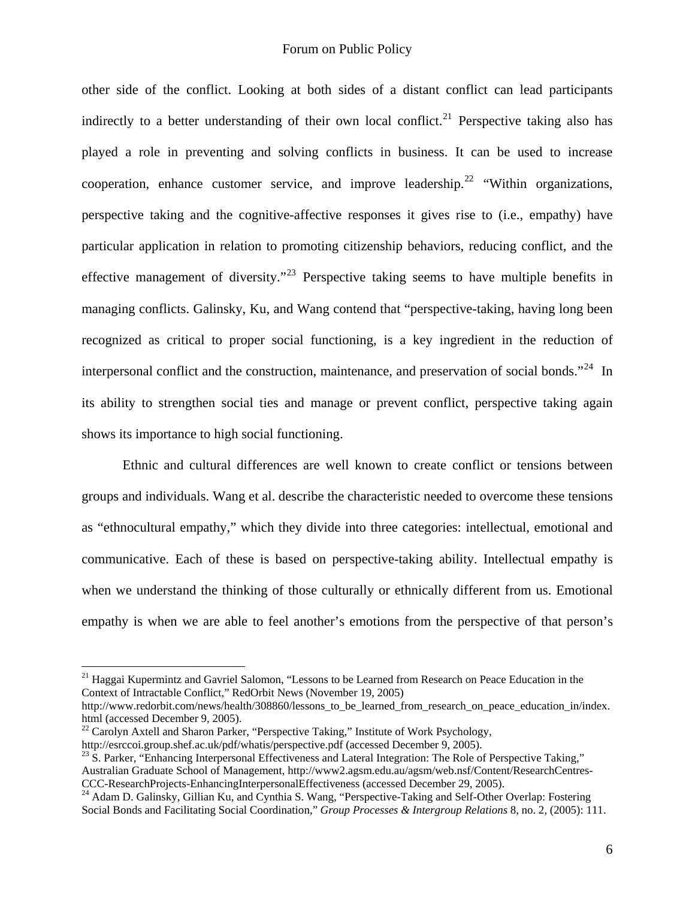other side of the conflict. Looking at both sides of a distant conflict can lead participants indirectly to a better understanding of their own local conflict.[21] Perspective taking also has played a role in preventing and solving conflicts in business. It can be used to increase cooperation, enhance customer service, and improve leadership.[22] "Within organizations, perspective taking and the cognitive-affective responses it gives rise to (i.e., empathy) have particular application in relation to promoting citizenship behaviors, reducing conflict, and the effective management of diversity."[23] Perspective taking seems to have multiple benefits in managing conflicts. Galinsky, Ku, and Wang contend that "perspective-taking, having long been recognized as critical to proper social functioning, is a key ingredient in the reduction of interpersonal conflict and the construction, maintenance, and preservation of social bonds."[24] In its ability to strengthen social ties and manage or prevent conflict, perspective taking again shows its importance to high social functioning.

Ethnic and cultural differences are well known to create conflict or tensions between groups and individuals. Wang et al. describe the characteristic needed to overcome these tensions as "ethnocultural empathy," which they divide into three categories: intellectual, emotional and communicative. Each of these is based on perspective-taking ability. Intellectual empathy is when we understand the thinking of those culturally or ethnically different from us. Emotional empathy is when we are able to feel another's emotions from the perspective of that person's

---

[21] Haggai Kupermintz and Gavriel Salomon, "Lessons to be Learned from Research on Peace Education in the Context of Intractable Conflict," RedOrbit News (November 19, 2005) http://www.redorbit.com/news/health/308860/lessons_to_be_learned_from_research_on_peace_education_in/index.html (accessed December 9, 2005).

[22] Carolyn Axtell and Sharon Parker, "Perspective Taking," Institute of Work Psychology, http://esrccoi.group.shef.ac.uk/pdf/whatis/perspective.pdf (accessed December 9, 2005).

[23] S. Parker, "Enhancing Interpersonal Effectiveness and Lateral Integration: The Role of Perspective Taking," Australian Graduate School of Management, http://www2.agsm.edu.au/agsm/web.nsf/Content/ResearchCentres-CCC-ResearchProjects-EnhancingInterpersonalEffectiveness (accessed December 29, 2005).

[24] Adam D. Galinsky, Gillian Ku, and Cynthia S. Wang, "Perspective-Taking and Self-Other Overlap: Fostering Social Bonds and Facilitating Social Coordination," *Group Processes & Intergroup Relations* 8, no. 2, (2005): 111.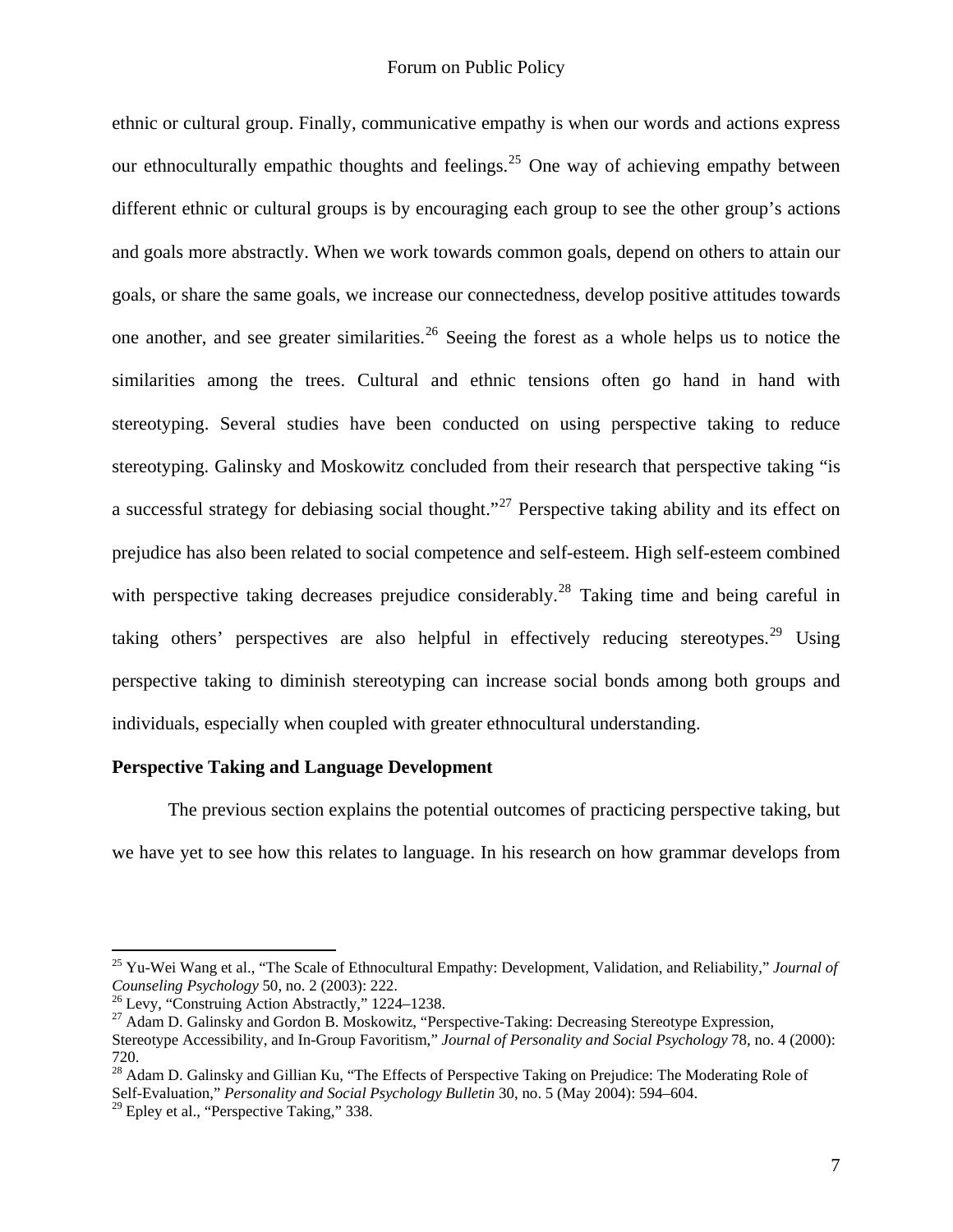ethnic or cultural group. Finally, communicative empathy is when our words and actions express our ethnoculturally empathic thoughts and feelings.[25] One way of achieving empathy between different ethnic or cultural groups is by encouraging each group to see the other group's actions and goals more abstractly. When we work towards common goals, depend on others to attain our goals, or share the same goals, we increase our connectedness, develop positive attitudes towards one another, and see greater similarities.[26] Seeing the forest as a whole helps us to notice the similarities among the trees. Cultural and ethnic tensions often go hand in hand with stereotyping. Several studies have been conducted on using perspective taking to reduce stereotyping. Galinsky and Moskowitz concluded from their research that perspective taking "is a successful strategy for debiasing social thought."[27] Perspective taking ability and its effect on prejudice has also been related to social competence and self-esteem. High self-esteem combined with perspective taking decreases prejudice considerably.[28] Taking time and being careful in taking others' perspectives are also helpful in effectively reducing stereotypes.[29] Using perspective taking to diminish stereotyping can increase social bonds among both groups and individuals, especially when coupled with greater ethnocultural understanding.

**Perspective Taking and Language Development**

The previous section explains the potential outcomes of practicing perspective taking, but we have yet to see how this relates to language. In his research on how grammar develops from

---

[25] Yu-Wei Wang et al., "The Scale of Ethnocultural Empathy: Development, Validation, and Reliability," *Journal of Counseling Psychology* 50, no. 2 (2003): 222.

[26] Levy, "Construing Action Abstractly," 1224–1238.

[27] Adam D. Galinsky and Gordon B. Moskowitz, "Perspective-Taking: Decreasing Stereotype Expression, Stereotype Accessibility, and In-Group Favoritism," *Journal of Personality and Social Psychology* 78, no. 4 (2000): 720.

[28] Adam D. Galinsky and Gillian Ku, "The Effects of Perspective Taking on Prejudice: The Moderating Role of Self-Evaluation," *Personality and Social Psychology Bulletin* 30, no. 5 (May 2004): 594–604.

[29] Epley et al., "Perspective Taking," 338.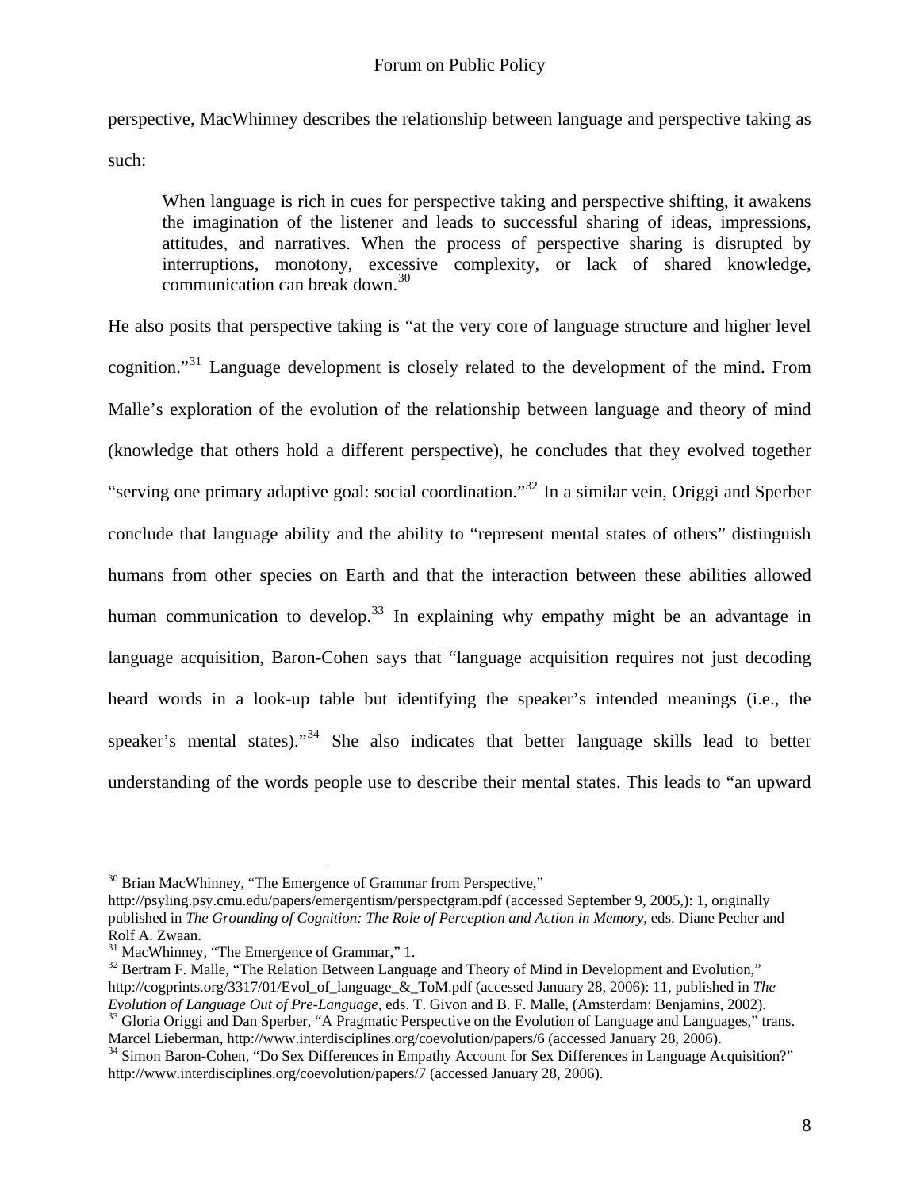perspective, MacWhinney describes the relationship between language and perspective taking as such:

> When language is rich in cues for perspective taking and perspective shifting, it awakens the imagination of the listener and leads to successful sharing of ideas, impressions, attitudes, and narratives. When the process of perspective sharing is disrupted by interruptions, monotony, excessive complexity, or lack of shared knowledge, communication can break down.[30]

He also posits that perspective taking is "at the very core of language structure and higher level cognition."[31] Language development is closely related to the development of the mind. From Malle's exploration of the evolution of the relationship between language and theory of mind (knowledge that others hold a different perspective), he concludes that they evolved together "serving one primary adaptive goal: social coordination."[32] In a similar vein, Origgi and Sperber conclude that language ability and the ability to "represent mental states of others" distinguish humans from other species on Earth and that the interaction between these abilities allowed human communication to develop.[33] In explaining why empathy might be an advantage in language acquisition, Baron-Cohen says that "language acquisition requires not just decoding heard words in a look-up table but identifying the speaker's intended meanings (i.e., the speaker's mental states)."[34] She also indicates that better language skills lead to better understanding of the words people use to describe their mental states. This leads to "an upward

---

[30] Brian MacWhinney, "The Emergence of Grammar from Perspective," http://psyling.psy.cmu.edu/papers/emergentism/perspectgram.pdf (accessed September 9, 2005,): 1, originally published in *The Grounding of Cognition: The Role of Perception and Action in Memory*, eds. Diane Pecher and Rolf A. Zwaan.

[31] MacWhinney, "The Emergence of Grammar," 1.

[32] Bertram F. Malle, "The Relation Between Language and Theory of Mind in Development and Evolution," http://cogprints.org/3317/01/Evol_of_language_&_ToM.pdf (accessed January 28, 2006): 11, published in *The Evolution of Language Out of Pre-Language*, eds. T. Givon and B. F. Malle, (Amsterdam: Benjamins, 2002).

[33] Gloria Origgi and Dan Sperber, "A Pragmatic Perspective on the Evolution of Language and Languages," trans. Marcel Lieberman, http://www.interdisciplines.org/coevolution/papers/6 (accessed January 28, 2006).

[34] Simon Baron-Cohen, "Do Sex Differences in Empathy Account for Sex Differences in Language Acquisition?" http://www.interdisciplines.org/coevolution/papers/7 (accessed January 28, 2006).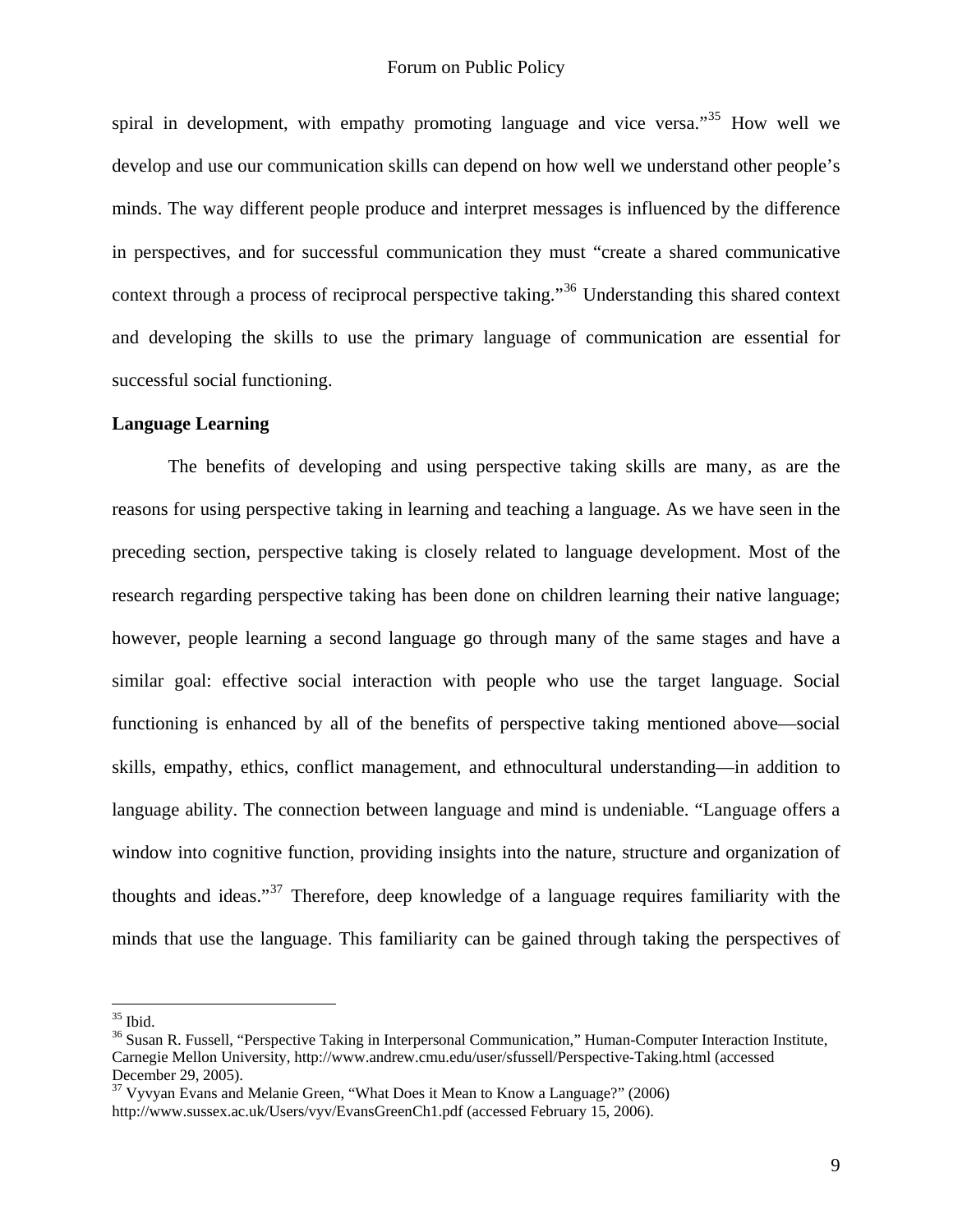spiral in development, with empathy promoting language and vice versa."[35] How well we develop and use our communication skills can depend on how well we understand other people's minds. The way different people produce and interpret messages is influenced by the difference in perspectives, and for successful communication they must "create a shared communicative context through a process of reciprocal perspective taking."[36] Understanding this shared context and developing the skills to use the primary language of communication are essential for successful social functioning.

**Language Learning**

The benefits of developing and using perspective taking skills are many, as are the reasons for using perspective taking in learning and teaching a language. As we have seen in the preceding section, perspective taking is closely related to language development. Most of the research regarding perspective taking has been done on children learning their native language; however, people learning a second language go through many of the same stages and have a similar goal: effective social interaction with people who use the target language. Social functioning is enhanced by all of the benefits of perspective taking mentioned above—social skills, empathy, ethics, conflict management, and ethnocultural understanding—in addition to language ability. The connection between language and mind is undeniable. "Language offers a window into cognitive function, providing insights into the nature, structure and organization of thoughts and ideas."[37] Therefore, deep knowledge of a language requires familiarity with the minds that use the language. This familiarity can be gained through taking the perspectives of

---

[35] Ibid.

[36] Susan R. Fussell, "Perspective Taking in Interpersonal Communication," Human-Computer Interaction Institute, Carnegie Mellon University, http://www.andrew.cmu.edu/user/sfussell/Perspective-Taking.html (accessed December 29, 2005).

[37] Vyvyan Evans and Melanie Green, "What Does it Mean to Know a Language?" (2006) http://www.sussex.ac.uk/Users/vyv/EvansGreenCh1.pdf (accessed February 15, 2006).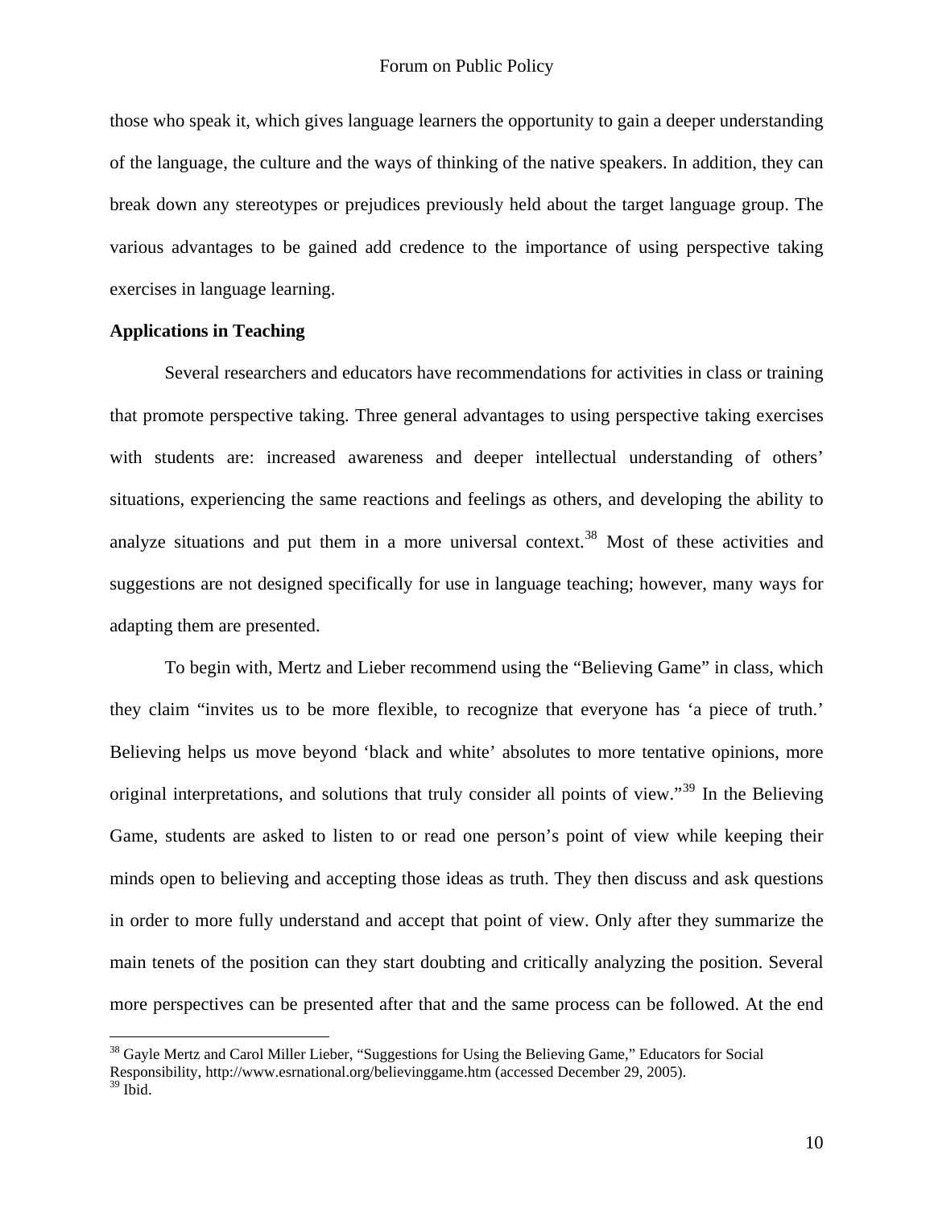those who speak it, which gives language learners the opportunity to gain a deeper understanding of the language, the culture and the ways of thinking of the native speakers. In addition, they can break down any stereotypes or prejudices previously held about the target language group. The various advantages to be gained add credence to the importance of using perspective taking exercises in language learning.

**Applications in Teaching**

Several researchers and educators have recommendations for activities in class or training that promote perspective taking. Three general advantages to using perspective taking exercises with students are: increased awareness and deeper intellectual understanding of others' situations, experiencing the same reactions and feelings as others, and developing the ability to analyze situations and put them in a more universal context.[38] Most of these activities and suggestions are not designed specifically for use in language teaching; however, many ways for adapting them are presented.

To begin with, Mertz and Lieber recommend using the "Believing Game" in class, which they claim "invites us to be more flexible, to recognize that everyone has 'a piece of truth.' Believing helps us move beyond 'black and white' absolutes to more tentative opinions, more original interpretations, and solutions that truly consider all points of view."[39] In the Believing Game, students are asked to listen to or read one person's point of view while keeping their minds open to believing and accepting those ideas as truth. They then discuss and ask questions in order to more fully understand and accept that point of view. Only after they summarize the main tenets of the position can they start doubting and critically analyzing the position. Several more perspectives can be presented after that and the same process can be followed. At the end

[38] Gayle Mertz and Carol Miller Lieber, "Suggestions for Using the Believing Game," Educators for Social Responsibility, http://www.esrnational.org/believinggame.htm (accessed December 29, 2005).

[39] Ibid.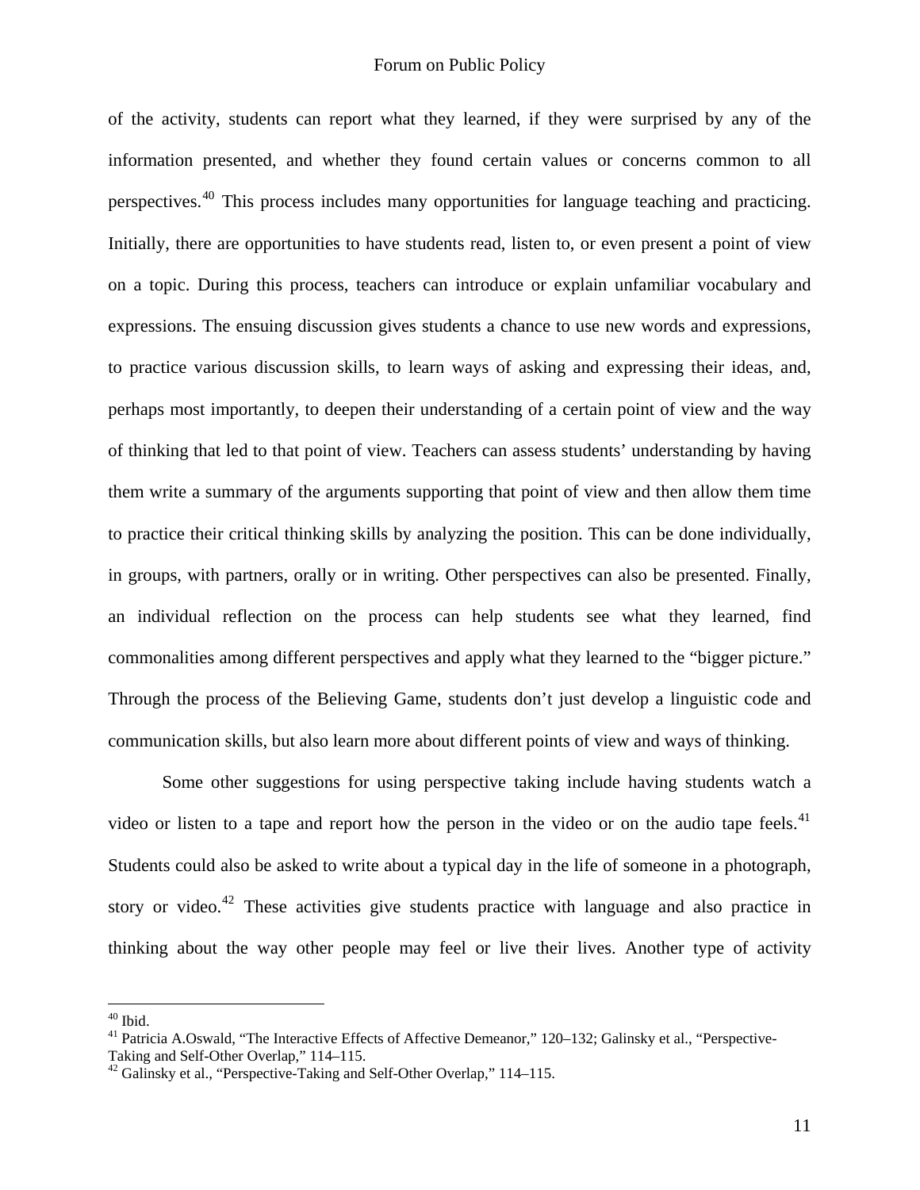of the activity, students can report what they learned, if they were surprised by any of the information presented, and whether they found certain values or concerns common to all perspectives.[40] This process includes many opportunities for language teaching and practicing. Initially, there are opportunities to have students read, listen to, or even present a point of view on a topic. During this process, teachers can introduce or explain unfamiliar vocabulary and expressions. The ensuing discussion gives students a chance to use new words and expressions, to practice various discussion skills, to learn ways of asking and expressing their ideas, and, perhaps most importantly, to deepen their understanding of a certain point of view and the way of thinking that led to that point of view. Teachers can assess students' understanding by having them write a summary of the arguments supporting that point of view and then allow them time to practice their critical thinking skills by analyzing the position. This can be done individually, in groups, with partners, orally or in writing. Other perspectives can also be presented. Finally, an individual reflection on the process can help students see what they learned, find commonalities among different perspectives and apply what they learned to the "bigger picture." Through the process of the Believing Game, students don't just develop a linguistic code and communication skills, but also learn more about different points of view and ways of thinking.

Some other suggestions for using perspective taking include having students watch a video or listen to a tape and report how the person in the video or on the audio tape feels.[41] Students could also be asked to write about a typical day in the life of someone in a photograph, story or video.[42] These activities give students practice with language and also practice in thinking about the way other people may feel or live their lives. Another type of activity

---

[40] Ibid.

[41] Patricia A.Oswald, "The Interactive Effects of Affective Demeanor," 120–132; Galinsky et al., "Perspective-Taking and Self-Other Overlap," 114–115.

[42] Galinsky et al., "Perspective-Taking and Self-Other Overlap," 114–115.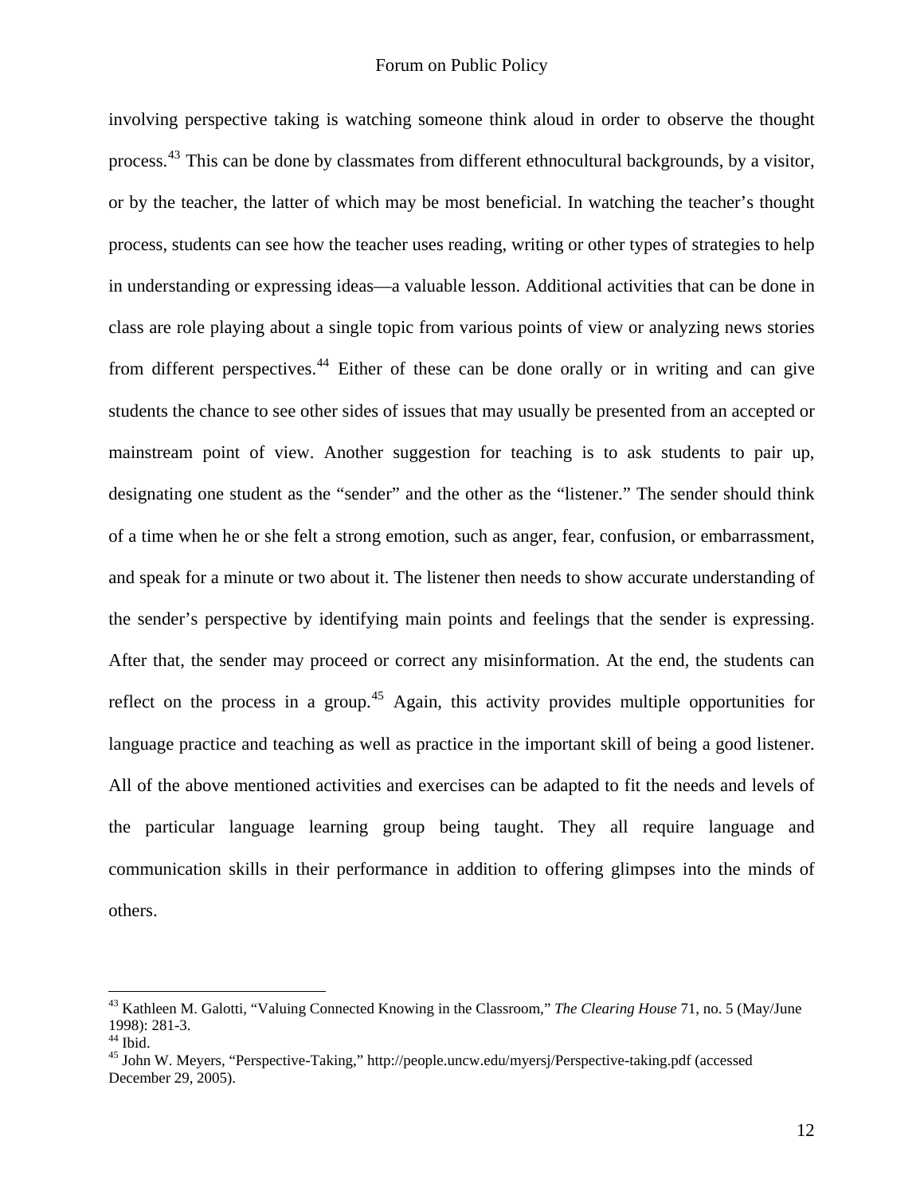involving perspective taking is watching someone think aloud in order to observe the thought process.[43] This can be done by classmates from different ethnocultural backgrounds, by a visitor, or by the teacher, the latter of which may be most beneficial. In watching the teacher's thought process, students can see how the teacher uses reading, writing or other types of strategies to help in understanding or expressing ideas—a valuable lesson. Additional activities that can be done in class are role playing about a single topic from various points of view or analyzing news stories from different perspectives.[44] Either of these can be done orally or in writing and can give students the chance to see other sides of issues that may usually be presented from an accepted or mainstream point of view. Another suggestion for teaching is to ask students to pair up, designating one student as the "sender" and the other as the "listener." The sender should think of a time when he or she felt a strong emotion, such as anger, fear, confusion, or embarrassment, and speak for a minute or two about it. The listener then needs to show accurate understanding of the sender's perspective by identifying main points and feelings that the sender is expressing. After that, the sender may proceed or correct any misinformation. At the end, the students can reflect on the process in a group.[45] Again, this activity provides multiple opportunities for language practice and teaching as well as practice in the important skill of being a good listener. All of the above mentioned activities and exercises can be adapted to fit the needs and levels of the particular language learning group being taught. They all require language and communication skills in their performance in addition to offering glimpses into the minds of others.

---

[43] Kathleen M. Galotti, "Valuing Connected Knowing in the Classroom," *The Clearing House* 71, no. 5 (May/June 1998): 281-3.

[44] Ibid.

[45] John W. Meyers, "Perspective-Taking," http://people.uncw.edu/myersj/Perspective-taking.pdf (accessed December 29, 2005).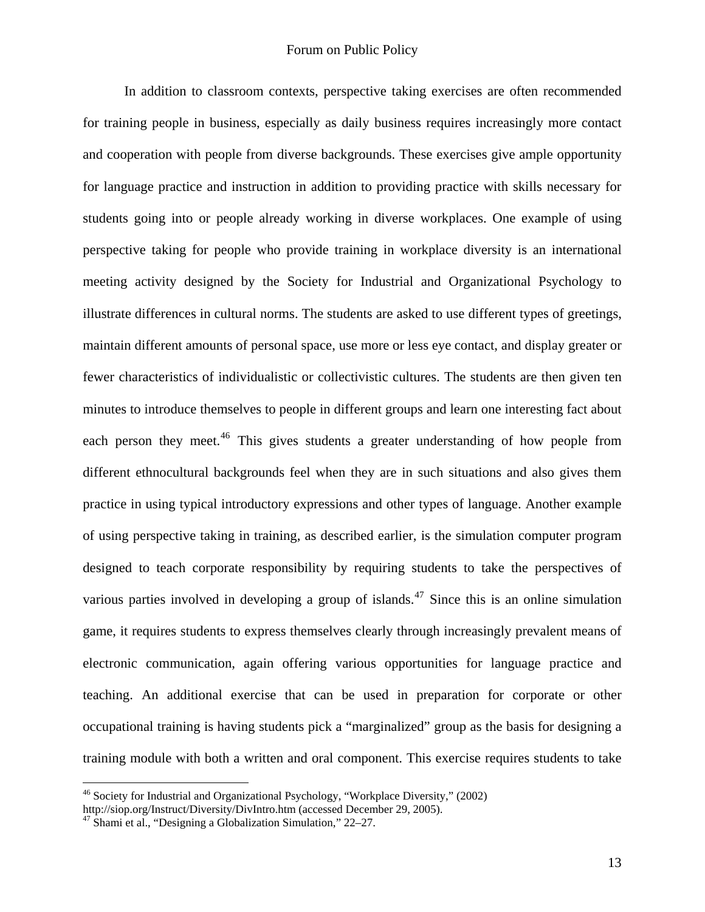In addition to classroom contexts, perspective taking exercises are often recommended for training people in business, especially as daily business requires increasingly more contact and cooperation with people from diverse backgrounds. These exercises give ample opportunity for language practice and instruction in addition to providing practice with skills necessary for students going into or people already working in diverse workplaces. One example of using perspective taking for people who provide training in workplace diversity is an international meeting activity designed by the Society for Industrial and Organizational Psychology to illustrate differences in cultural norms. The students are asked to use different types of greetings, maintain different amounts of personal space, use more or less eye contact, and display greater or fewer characteristics of individualistic or collectivistic cultures. The students are then given ten minutes to introduce themselves to people in different groups and learn one interesting fact about each person they meet.[46] This gives students a greater understanding of how people from different ethnocultural backgrounds feel when they are in such situations and also gives them practice in using typical introductory expressions and other types of language. Another example of using perspective taking in training, as described earlier, is the simulation computer program designed to teach corporate responsibility by requiring students to take the perspectives of various parties involved in developing a group of islands.[47] Since this is an online simulation game, it requires students to express themselves clearly through increasingly prevalent means of electronic communication, again offering various opportunities for language practice and teaching. An additional exercise that can be used in preparation for corporate or other occupational training is having students pick a "marginalized" group as the basis for designing a training module with both a written and oral component. This exercise requires students to take

---

[46] Society for Industrial and Organizational Psychology, "Workplace Diversity," (2002) http://siop.org/Instruct/Diversity/DivIntro.htm (accessed December 29, 2005).

[47] Shami et al., "Designing a Globalization Simulation," 22–27.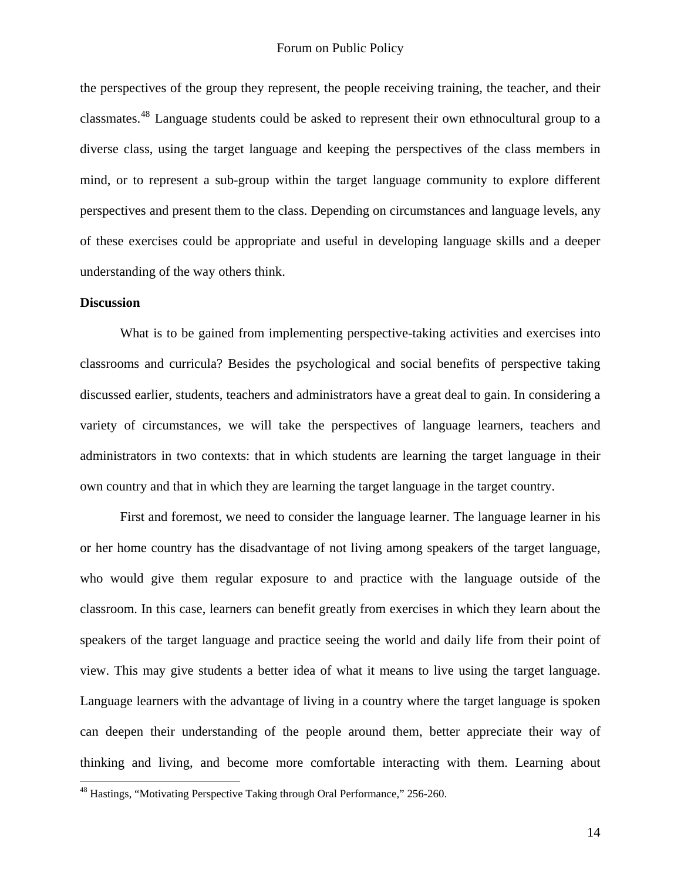the perspectives of the group they represent, the people receiving training, the teacher, and their classmates.[48] Language students could be asked to represent their own ethnocultural group to a diverse class, using the target language and keeping the perspectives of the class members in mind, or to represent a sub-group within the target language community to explore different perspectives and present them to the class. Depending on circumstances and language levels, any of these exercises could be appropriate and useful in developing language skills and a deeper understanding of the way others think.

**Discussion**

What is to be gained from implementing perspective-taking activities and exercises into classrooms and curricula? Besides the psychological and social benefits of perspective taking discussed earlier, students, teachers and administrators have a great deal to gain. In considering a variety of circumstances, we will take the perspectives of language learners, teachers and administrators in two contexts: that in which students are learning the target language in their own country and that in which they are learning the target language in the target country.

First and foremost, we need to consider the language learner. The language learner in his or her home country has the disadvantage of not living among speakers of the target language, who would give them regular exposure to and practice with the language outside of the classroom. In this case, learners can benefit greatly from exercises in which they learn about the speakers of the target language and practice seeing the world and daily life from their point of view. This may give students a better idea of what it means to live using the target language. Language learners with the advantage of living in a country where the target language is spoken can deepen their understanding of the people around them, better appreciate their way of thinking and living, and become more comfortable interacting with them. Learning about

[48] Hastings, "Motivating Perspective Taking through Oral Performance," 256-260.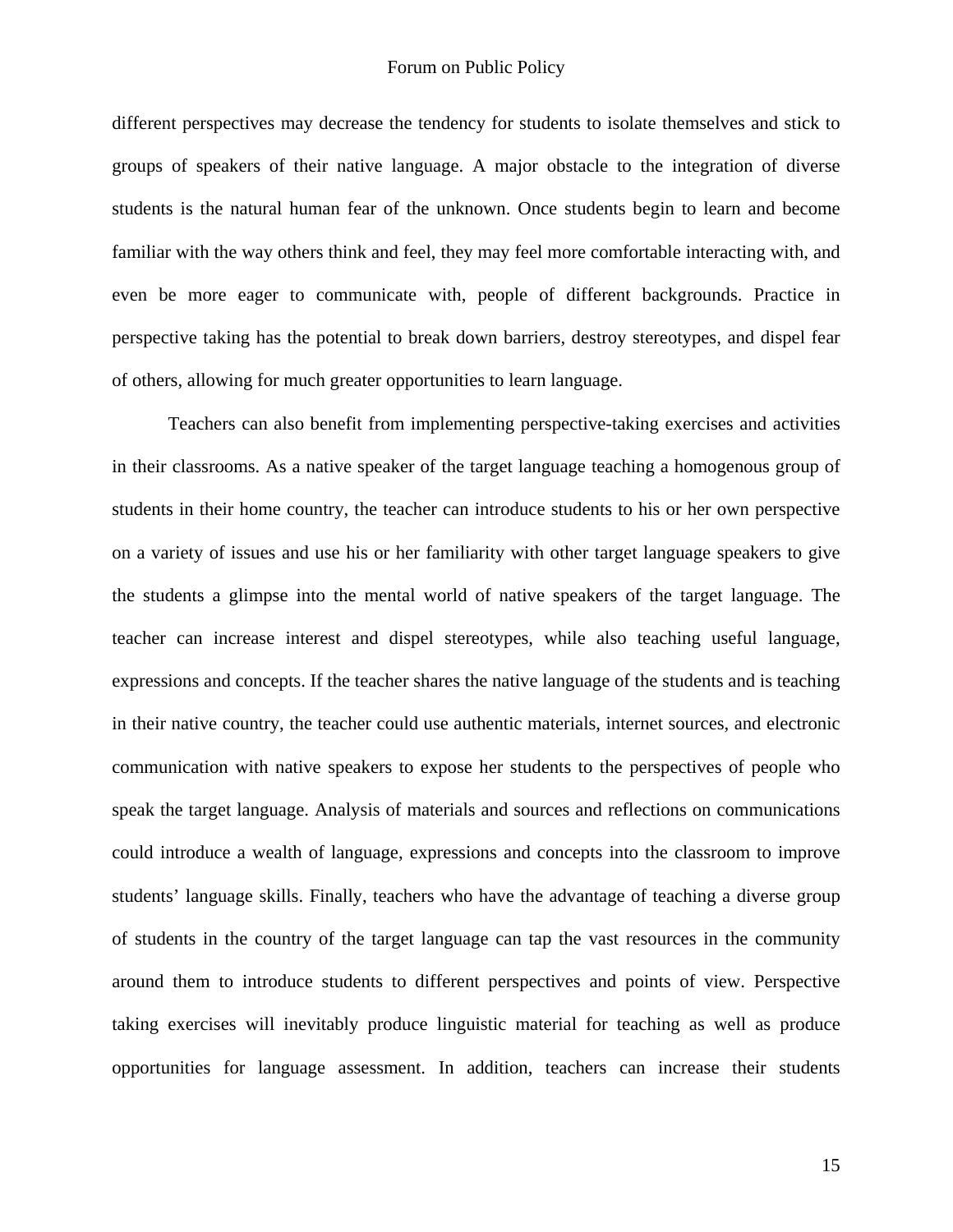different perspectives may decrease the tendency for students to isolate themselves and stick to groups of speakers of their native language. A major obstacle to the integration of diverse students is the natural human fear of the unknown. Once students begin to learn and become familiar with the way others think and feel, they may feel more comfortable interacting with, and even be more eager to communicate with, people of different backgrounds. Practice in perspective taking has the potential to break down barriers, destroy stereotypes, and dispel fear of others, allowing for much greater opportunities to learn language.

Teachers can also benefit from implementing perspective-taking exercises and activities in their classrooms. As a native speaker of the target language teaching a homogenous group of students in their home country, the teacher can introduce students to his or her own perspective on a variety of issues and use his or her familiarity with other target language speakers to give the students a glimpse into the mental world of native speakers of the target language. The teacher can increase interest and dispel stereotypes, while also teaching useful language, expressions and concepts. If the teacher shares the native language of the students and is teaching in their native country, the teacher could use authentic materials, internet sources, and electronic communication with native speakers to expose her students to the perspectives of people who speak the target language. Analysis of materials and sources and reflections on communications could introduce a wealth of language, expressions and concepts into the classroom to improve students' language skills. Finally, teachers who have the advantage of teaching a diverse group of students in the country of the target language can tap the vast resources in the community around them to introduce students to different perspectives and points of view. Perspective taking exercises will inevitably produce linguistic material for teaching as well as produce opportunities for language assessment. In addition, teachers can increase their students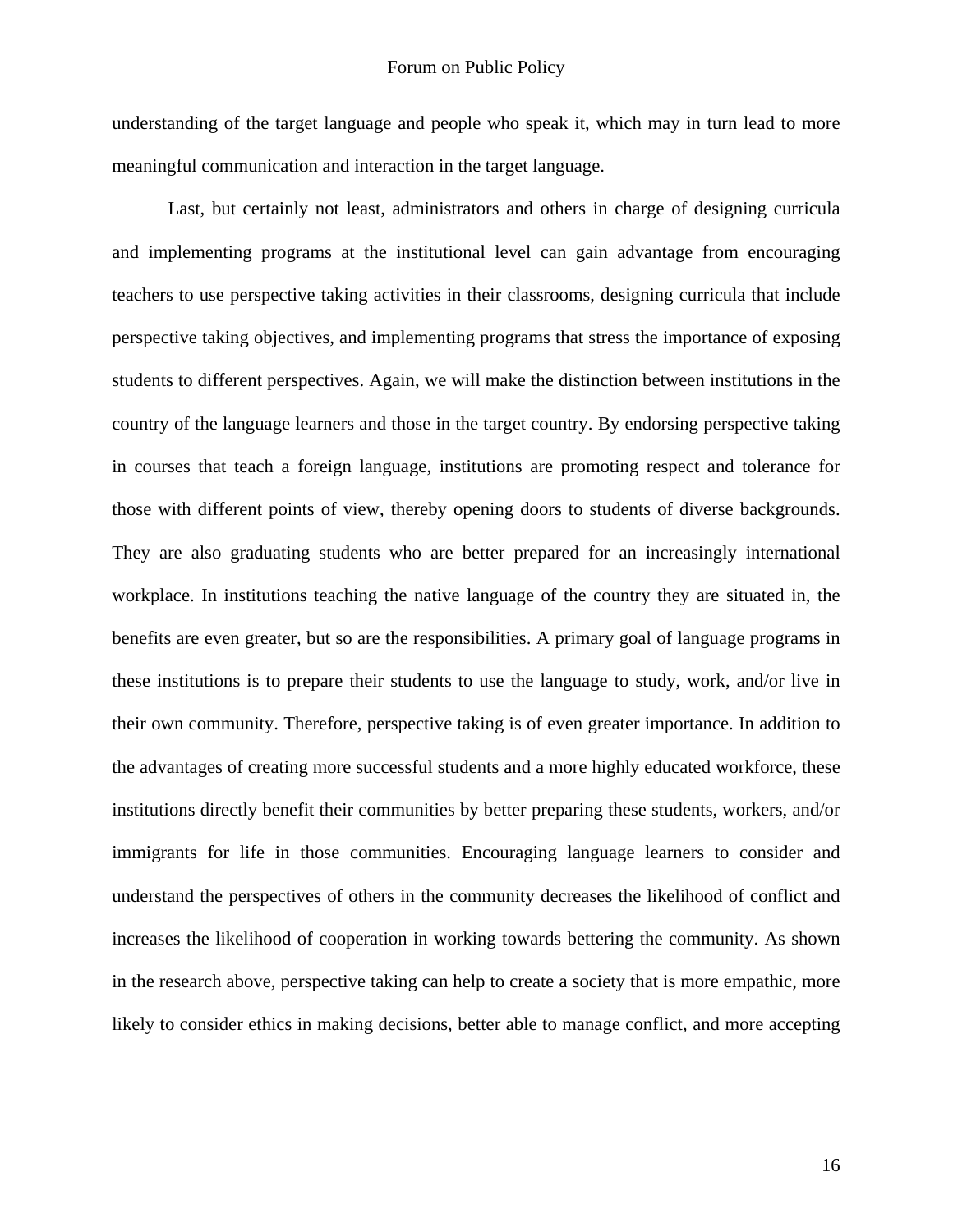understanding of the target language and people who speak it, which may in turn lead to more meaningful communication and interaction in the target language.

Last, but certainly not least, administrators and others in charge of designing curricula and implementing programs at the institutional level can gain advantage from encouraging teachers to use perspective taking activities in their classrooms, designing curricula that include perspective taking objectives, and implementing programs that stress the importance of exposing students to different perspectives. Again, we will make the distinction between institutions in the country of the language learners and those in the target country. By endorsing perspective taking in courses that teach a foreign language, institutions are promoting respect and tolerance for those with different points of view, thereby opening doors to students of diverse backgrounds. They are also graduating students who are better prepared for an increasingly international workplace. In institutions teaching the native language of the country they are situated in, the benefits are even greater, but so are the responsibilities. A primary goal of language programs in these institutions is to prepare their students to use the language to study, work, and/or live in their own community. Therefore, perspective taking is of even greater importance. In addition to the advantages of creating more successful students and a more highly educated workforce, these institutions directly benefit their communities by better preparing these students, workers, and/or immigrants for life in those communities. Encouraging language learners to consider and understand the perspectives of others in the community decreases the likelihood of conflict and increases the likelihood of cooperation in working towards bettering the community. As shown in the research above, perspective taking can help to create a society that is more empathic, more likely to consider ethics in making decisions, better able to manage conflict, and more accepting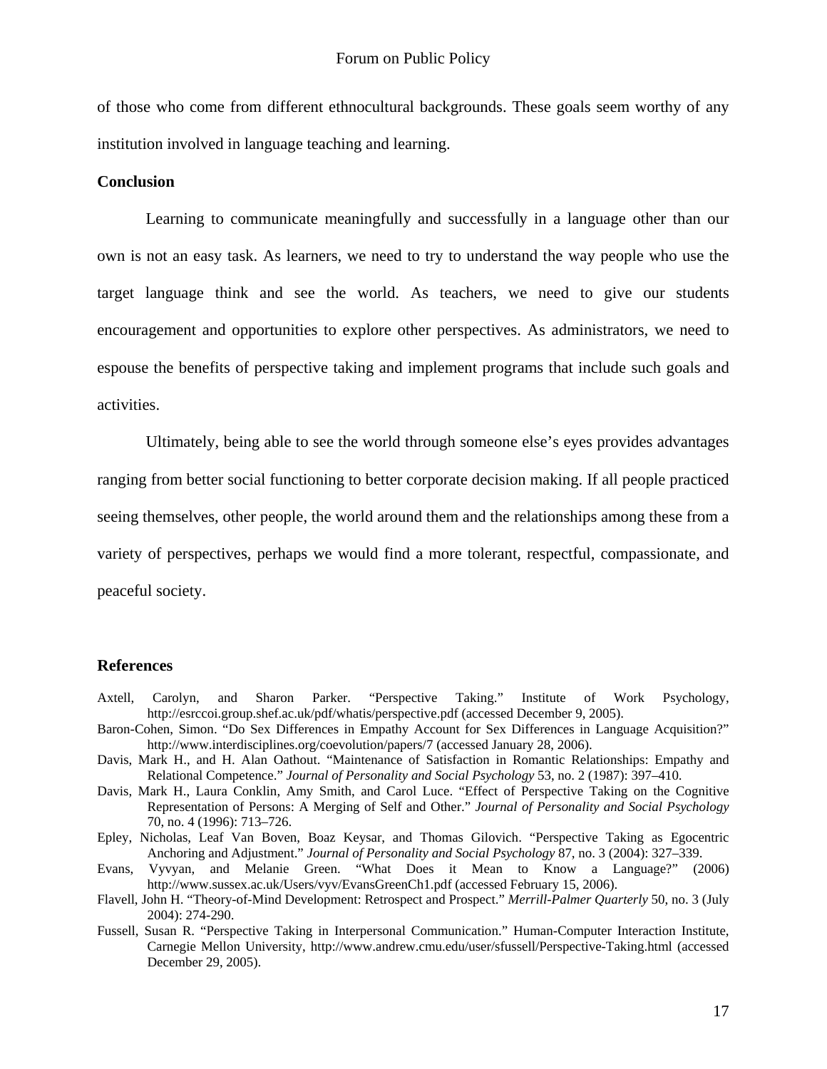of those who come from different ethnocultural backgrounds. These goals seem worthy of any institution involved in language teaching and learning.

**Conclusion**

Learning to communicate meaningfully and successfully in a language other than our own is not an easy task. As learners, we need to try to understand the way people who use the target language think and see the world. As teachers, we need to give our students encouragement and opportunities to explore other perspectives. As administrators, we need to espouse the benefits of perspective taking and implement programs that include such goals and activities.

Ultimately, being able to see the world through someone else's eyes provides advantages ranging from better social functioning to better corporate decision making. If all people practiced seeing themselves, other people, the world around them and the relationships among these from a variety of perspectives, perhaps we would find a more tolerant, respectful, compassionate, and peaceful society.

**References**

Axtell, Carolyn, and Sharon Parker. "Perspective Taking." Institute of Work Psychology, http://esrccoi.group.shef.ac.uk/pdf/whatis/perspective.pdf (accessed December 9, 2005).

Baron-Cohen, Simon. "Do Sex Differences in Empathy Account for Sex Differences in Language Acquisition?" http://www.interdisciplines.org/coevolution/papers/7 (accessed January 28, 2006).

Davis, Mark H., and H. Alan Oathout. "Maintenance of Satisfaction in Romantic Relationships: Empathy and Relational Competence." *Journal of Personality and Social Psychology* 53, no. 2 (1987): 397–410.

Davis, Mark H., Laura Conklin, Amy Smith, and Carol Luce. "Effect of Perspective Taking on the Cognitive Representation of Persons: A Merging of Self and Other." *Journal of Personality and Social Psychology* 70, no. 4 (1996): 713–726.

Epley, Nicholas, Leaf Van Boven, Boaz Keysar, and Thomas Gilovich. "Perspective Taking as Egocentric Anchoring and Adjustment." *Journal of Personality and Social Psychology* 87, no. 3 (2004): 327–339.

Evans, Vyvyan, and Melanie Green. "What Does it Mean to Know a Language?" (2006) http://www.sussex.ac.uk/Users/vyv/EvansGreenCh1.pdf (accessed February 15, 2006).

Flavell, John H. "Theory-of-Mind Development: Retrospect and Prospect." *Merrill-Palmer Quarterly* 50, no. 3 (July 2004): 274-290.

Fussell, Susan R. "Perspective Taking in Interpersonal Communication." Human-Computer Interaction Institute, Carnegie Mellon University, http://www.andrew.cmu.edu/user/sfussell/Perspective-Taking.html (accessed December 29, 2005).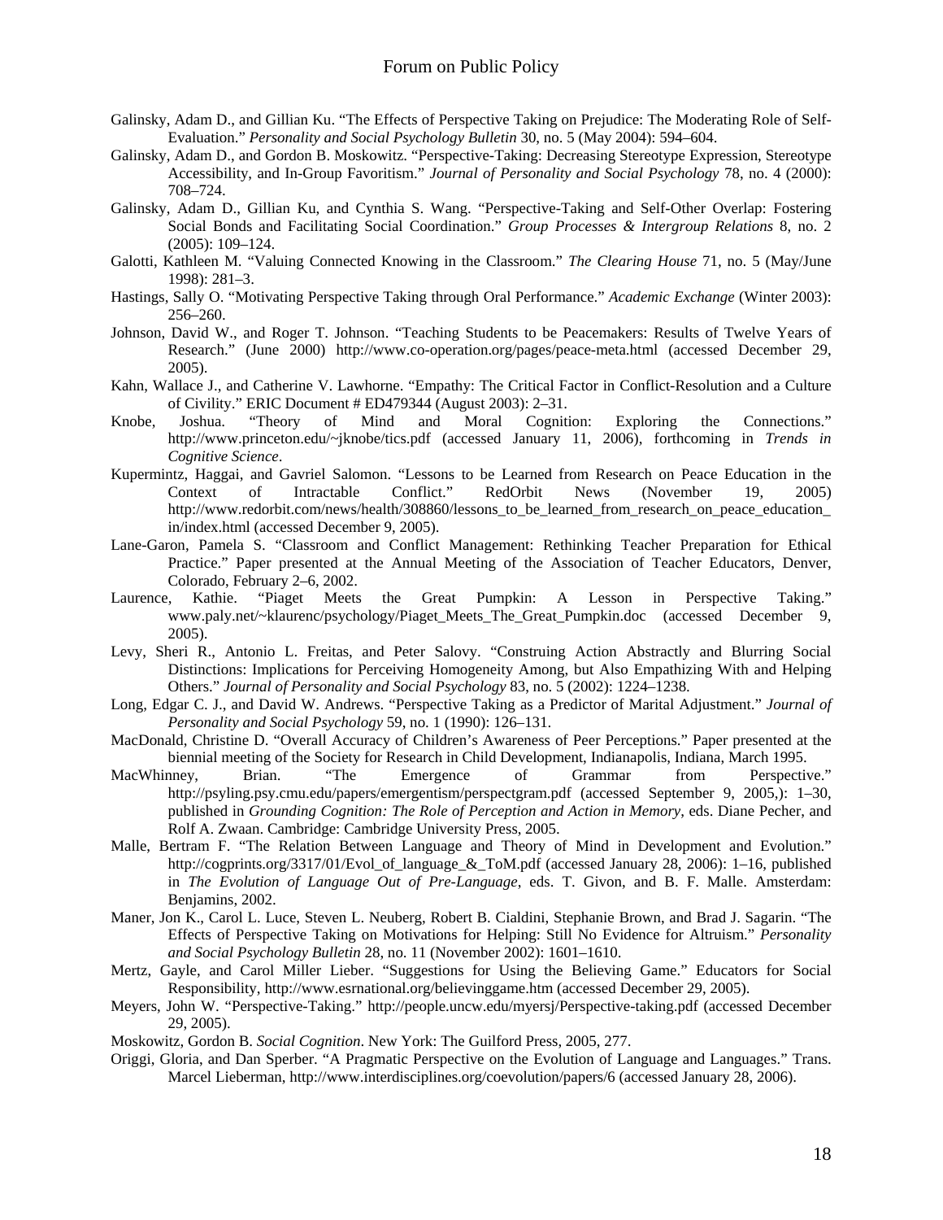Galinsky, Adam D., and Gillian Ku. "The Effects of Perspective Taking on Prejudice: The Moderating Role of Self-Evaluation." *Personality and Social Psychology Bulletin* 30, no. 5 (May 2004): 594–604.

Galinsky, Adam D., and Gordon B. Moskowitz. "Perspective-Taking: Decreasing Stereotype Expression, Stereotype Accessibility, and In-Group Favoritism." *Journal of Personality and Social Psychology* 78, no. 4 (2000): 708–724.

Galinsky, Adam D., Gillian Ku, and Cynthia S. Wang. "Perspective-Taking and Self-Other Overlap: Fostering Social Bonds and Facilitating Social Coordination." *Group Processes & Intergroup Relations* 8, no. 2 (2005): 109–124.

Galotti, Kathleen M. "Valuing Connected Knowing in the Classroom." *The Clearing House* 71, no. 5 (May/June 1998): 281–3.

Hastings, Sally O. "Motivating Perspective Taking through Oral Performance." *Academic Exchange* (Winter 2003): 256–260.

Johnson, David W., and Roger T. Johnson. "Teaching Students to be Peacemakers: Results of Twelve Years of Research." (June 2000) http://www.co-operation.org/pages/peace-meta.html (accessed December 29, 2005).

Kahn, Wallace J., and Catherine V. Lawhorne. "Empathy: The Critical Factor in Conflict-Resolution and a Culture of Civility." ERIC Document # ED479344 (August 2003): 2–31.

Knobe, Joshua. "Theory of Mind and Moral Cognition: Exploring the Connections." http://www.princeton.edu/~jknobe/tics.pdf (accessed January 11, 2006), forthcoming in *Trends in Cognitive Science*.

Kupermintz, Haggai, and Gavriel Salomon. "Lessons to be Learned from Research on Peace Education in the Context of Intractable Conflict." RedOrbit News (November 19, 2005) http://www.redorbit.com/news/health/308860/lessons_to_be_learned_from_research_on_peace_education_in/index.html (accessed December 9, 2005).

Lane-Garon, Pamela S. "Classroom and Conflict Management: Rethinking Teacher Preparation for Ethical Practice." Paper presented at the Annual Meeting of the Association of Teacher Educators, Denver, Colorado, February 2–6, 2002.

Laurence, Kathie. "Piaget Meets the Great Pumpkin: A Lesson in Perspective Taking." www.paly.net/~klaurenc/psychology/Piaget_Meets_The_Great_Pumpkin.doc (accessed December 9, 2005).

Levy, Sheri R., Antonio L. Freitas, and Peter Salovy. "Construing Action Abstractly and Blurring Social Distinctions: Implications for Perceiving Homogeneity Among, but Also Empathizing With and Helping Others." *Journal of Personality and Social Psychology* 83, no. 5 (2002): 1224–1238.

Long, Edgar C. J., and David W. Andrews. "Perspective Taking as a Predictor of Marital Adjustment." *Journal of Personality and Social Psychology* 59, no. 1 (1990): 126–131.

MacDonald, Christine D. "Overall Accuracy of Children's Awareness of Peer Perceptions." Paper presented at the biennial meeting of the Society for Research in Child Development, Indianapolis, Indiana, March 1995.

MacWhinney, Brian. "The Emergence of Grammar from Perspective." http://psyling.psy.cmu.edu/papers/emergentism/perspectgram.pdf (accessed September 9, 2005,): 1–30, published in *Grounding Cognition: The Role of Perception and Action in Memory*, eds. Diane Pecher, and Rolf A. Zwaan. Cambridge: Cambridge University Press, 2005.

Malle, Bertram F. "The Relation Between Language and Theory of Mind in Development and Evolution." http://cogprints.org/3317/01/Evol_of_language_&_ToM.pdf (accessed January 28, 2006): 1–16, published in *The Evolution of Language Out of Pre-Language*, eds. T. Givon, and B. F. Malle. Amsterdam: Benjamins, 2002.

Maner, Jon K., Carol L. Luce, Steven L. Neuberg, Robert B. Cialdini, Stephanie Brown, and Brad J. Sagarin. "The Effects of Perspective Taking on Motivations for Helping: Still No Evidence for Altruism." *Personality and Social Psychology Bulletin* 28, no. 11 (November 2002): 1601–1610.

Mertz, Gayle, and Carol Miller Lieber. "Suggestions for Using the Believing Game." Educators for Social Responsibility, http://www.esrnational.org/believinggame.htm (accessed December 29, 2005).

Meyers, John W. "Perspective-Taking." http://people.uncw.edu/myersj/Perspective-taking.pdf (accessed December 29, 2005).

Moskowitz, Gordon B. *Social Cognition*. New York: The Guilford Press, 2005, 277.

Origgi, Gloria, and Dan Sperber. "A Pragmatic Perspective on the Evolution of Language and Languages." Trans. Marcel Lieberman, http://www.interdisciplines.org/coevolution/papers/6 (accessed January 28, 2006).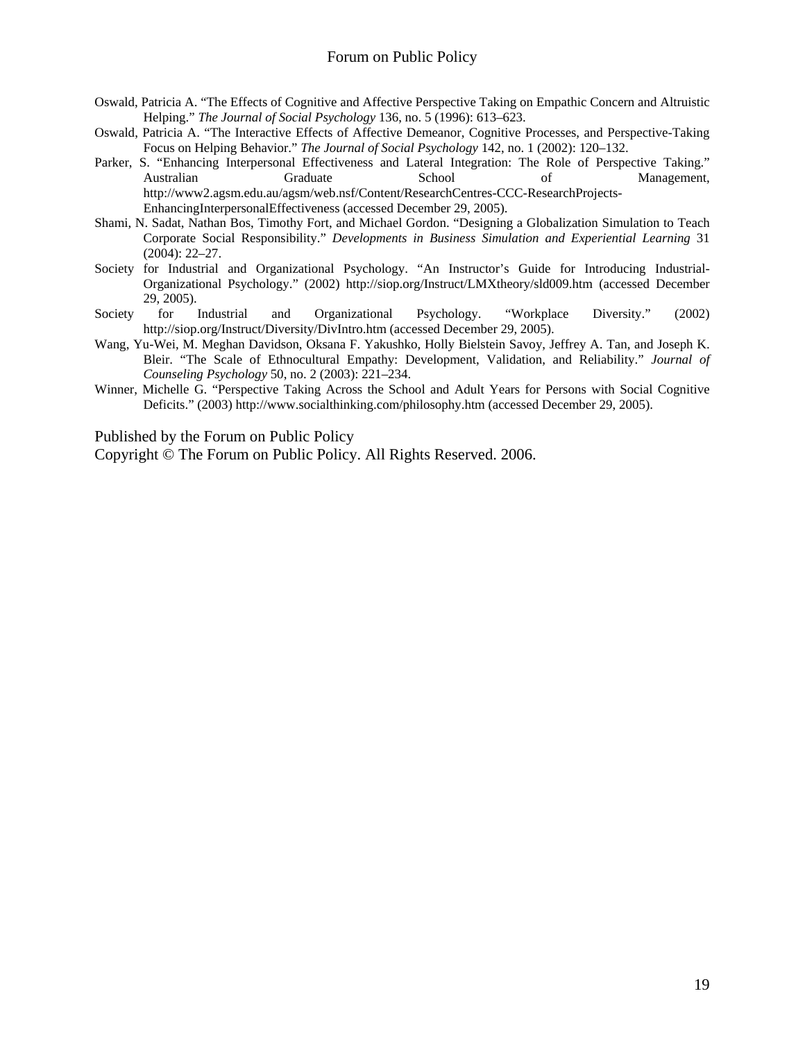Oswald, Patricia A. "The Effects of Cognitive and Affective Perspective Taking on Empathic Concern and Altruistic Helping." *The Journal of Social Psychology* 136, no. 5 (1996): 613–623.

Oswald, Patricia A. "The Interactive Effects of Affective Demeanor, Cognitive Processes, and Perspective-Taking Focus on Helping Behavior." *The Journal of Social Psychology* 142, no. 1 (2002): 120–132.

Parker, S. "Enhancing Interpersonal Effectiveness and Lateral Integration: The Role of Perspective Taking." Australian Graduate School of Management, http://www2.agsm.edu.au/agsm/web.nsf/Content/ResearchCentres-CCC-ResearchProjects-EnhancingInterpersonalEffectiveness (accessed December 29, 2005).

Shami, N. Sadat, Nathan Bos, Timothy Fort, and Michael Gordon. "Designing a Globalization Simulation to Teach Corporate Social Responsibility." *Developments in Business Simulation and Experiential Learning* 31 (2004): 22–27.

Society for Industrial and Organizational Psychology. "An Instructor's Guide for Introducing Industrial-Organizational Psychology." (2002) http://siop.org/Instruct/LMXtheory/sld009.htm (accessed December 29, 2005).

Society for Industrial and Organizational Psychology. "Workplace Diversity." (2002) http://siop.org/Instruct/Diversity/DivIntro.htm (accessed December 29, 2005).

Wang, Yu-Wei, M. Meghan Davidson, Oksana F. Yakushko, Holly Bielstein Savoy, Jeffrey A. Tan, and Joseph K. Bleir. "The Scale of Ethnocultural Empathy: Development, Validation, and Reliability." *Journal of Counseling Psychology* 50, no. 2 (2003): 221–234.

Winner, Michelle G. "Perspective Taking Across the School and Adult Years for Persons with Social Cognitive Deficits." (2003) http://www.socialthinking.com/philosophy.htm (accessed December 29, 2005).

Published by the Forum on Public Policy
Copyright © The Forum on Public Policy. All Rights Reserved. 2006.